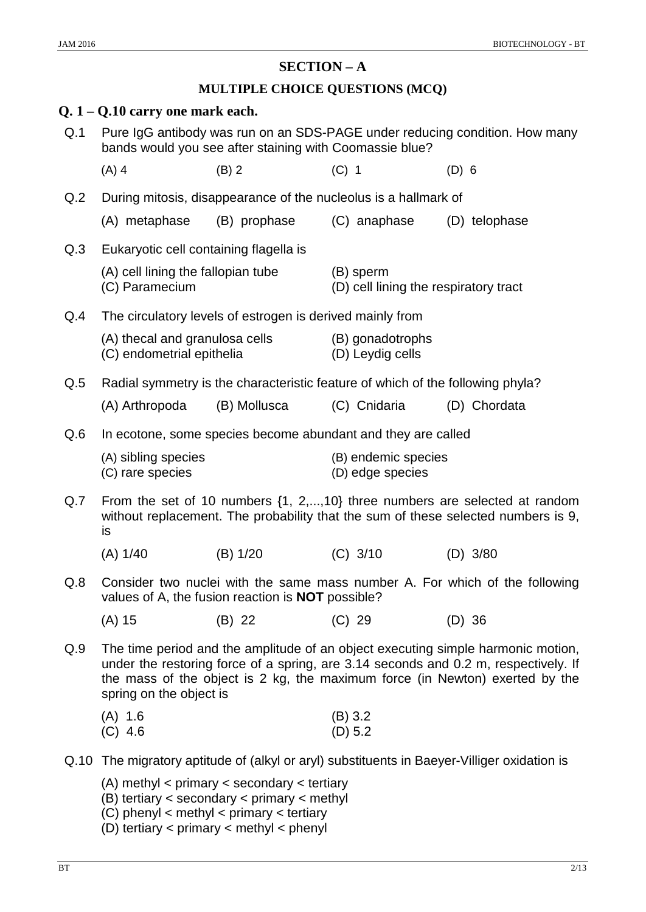## SECTION – A

### MULTIPLE CHOICE QUESTIONS (MCQ)

**Q. 1 – Q.10 carry one mark each.**

Q.1 Pure IgG antibody was run on an SDS-PAGE under reducing condition. How many bands would you see after staining with Coomassie blue?

(A) 4 (B) 2 (C) 1 (D) 6

Q.2 During mitosis, disappearance of the nucleolus is a hallmark of

(A) metaphase (B) prophase (C) anaphase (D) telophase

Q.3 Eukaryotic cell containing flagella is

(A) cell lining the fallopian tube
(B) sperm
(C) Paramecium
(D) cell lining the respiratory tract

Q.4 The circulatory levels of estrogen is derived mainly from

(A) thecal and granulosa cells
(B) gonadotrophs
(C) endometrial epithelia
(D) Leydig cells

Q.5 Radial symmetry is the characteristic feature of which of the following phyla?

(A) Arthropoda (B) Mollusca (C) Cnidaria (D) Chordata

Q.6 In ecotone, some species become abundant and they are called

(A) sibling species
(B) endemic species
(C) rare species
(D) edge species

Q.7 From the set of 10 numbers {1, 2,...,10} three numbers are selected at random without replacement. The probability that the sum of these selected numbers is 9, is

(A) 1/40 (B) 1/20 (C) 3/10 (D) 3/80

Q.8 Consider two nuclei with the same mass number A. For which of the following values of A, the fusion reaction is **NOT** possible?

(A) 15 (B) 22 (C) 29 (D) 36

Q.9 The time period and the amplitude of an object executing simple harmonic motion, under the restoring force of a spring, are 3.14 seconds and 0.2 m, respectively. If the mass of the object is 2 kg, the maximum force (in Newton) exerted by the spring on the object is

(A) 1.6
(B) 3.2
(C) 4.6
(D) 5.2

Q.10 The migratory aptitude of (alkyl or aryl) substituents in Baeyer-Villiger oxidation is

(A) methyl < primary < secondary < tertiary
(B) tertiary < secondary < primary < methyl
(C) phenyl < methyl < primary < tertiary
(D) tertiary < primary < methyl < phenyl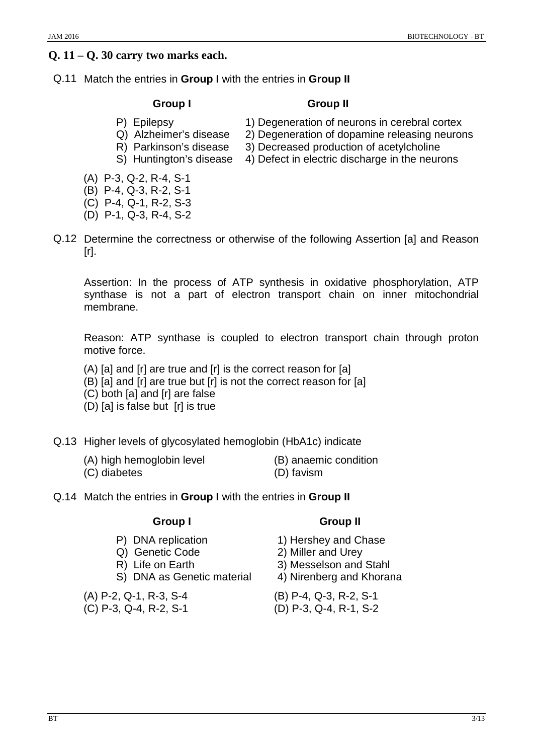**Q. 11 – Q. 30 carry two marks each.**

Q.11 Match the entries in **Group I** with the entries in **Group II**

| Group I | Group II |
|---|---|
| P) Epilepsy | 1) Degeneration of neurons in cerebral cortex |
| Q) Alzheimer's disease | 2) Degeneration of dopamine releasing neurons |
| R) Parkinson's disease | 3) Decreased production of acetylcholine |
| S) Huntington's disease | 4) Defect in electric discharge in the neurons |

(A) P-3, Q-2, R-4, S-1
(B) P-4, Q-3, R-2, S-1
(C) P-4, Q-1, R-2, S-3
(D) P-1, Q-3, R-4, S-2

Q.12 Determine the correctness or otherwise of the following Assertion [a] and Reason [r].

Assertion: In the process of ATP synthesis in oxidative phosphorylation, ATP synthase is not a part of electron transport chain on inner mitochondrial membrane.

Reason: ATP synthase is coupled to electron transport chain through proton motive force.

(A) [a] and [r] are true and [r] is the correct reason for [a]
(B) [a] and [r] are true but [r] is not the correct reason for [a]
(C) both [a] and [r] are false
(D) [a] is false but [r] is true

Q.13 Higher levels of glycosylated hemoglobin (HbA1c) indicate

(A) high hemoglobin level
(B) anaemic condition
(C) diabetes
(D) favism

Q.14 Match the entries in **Group I** with the entries in **Group II**

| Group I | Group II |
|---|---|
| P) DNA replication | 1) Hershey and Chase |
| Q) Genetic Code | 2) Miller and Urey |
| R) Life on Earth | 3) Messelson and Stahl |
| S) DNA as Genetic material | 4) Nirenberg and Khorana |

(A) P-2, Q-1, R-3, S-4
(B) P-4, Q-3, R-2, S-1
(C) P-3, Q-4, R-2, S-1
(D) P-3, Q-4, R-1, S-2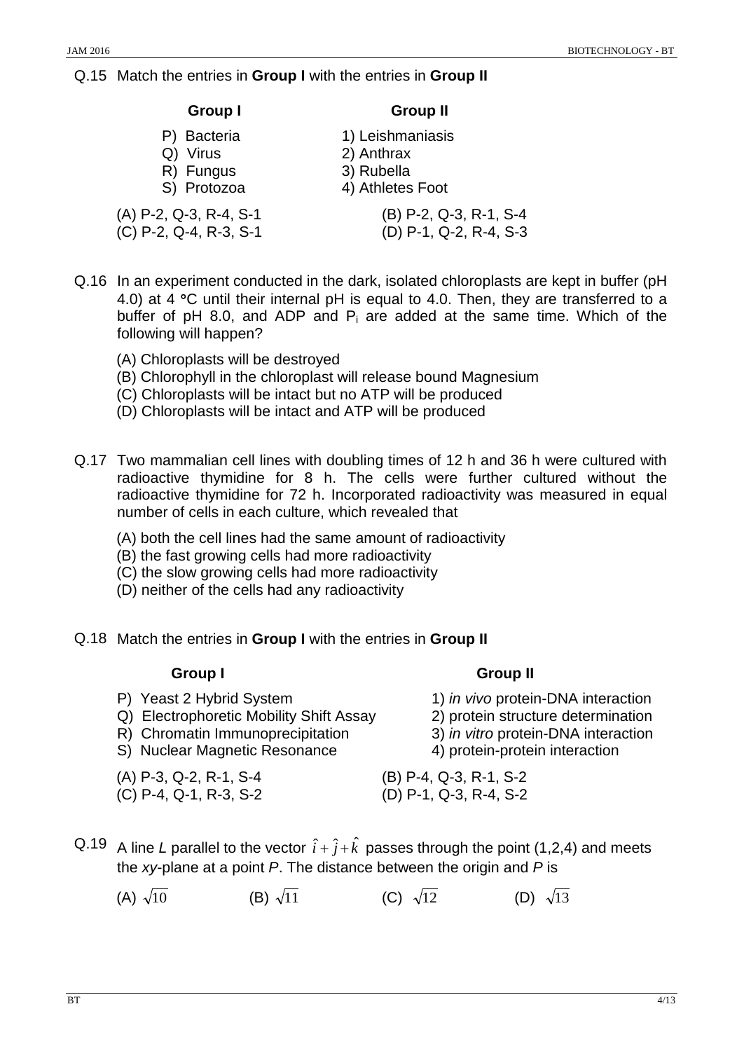Q.15 Match the entries in **Group I** with the entries in **Group II**

| **Group I** | **Group II** |
|---|---|
| P) Bacteria | 1) Leishmaniasis |
| Q) Virus | 2) Anthrax |
| R) Fungus | 3) Rubella |
| S) Protozoa | 4) Athletes Foot |

(A) P-2, Q-3, R-4, S-1
(B) P-2, Q-3, R-1, S-4
(C) P-2, Q-4, R-3, S-1
(D) P-1, Q-2, R-4, S-3

Q.16 In an experiment conducted in the dark, isolated chloroplasts are kept in buffer (pH 4.0) at 4 °C until their internal pH is equal to 4.0. Then, they are transferred to a buffer of pH 8.0, and ADP and $P_i$ are added at the same time. Which of the following will happen?

(A) Chloroplasts will be destroyed
(B) Chlorophyll in the chloroplast will release bound Magnesium
(C) Chloroplasts will be intact but no ATP will be produced
(D) Chloroplasts will be intact and ATP will be produced

Q.17 Two mammalian cell lines with doubling times of 12 h and 36 h were cultured with radioactive thymidine for 8 h. The cells were further cultured without the radioactive thymidine for 72 h. Incorporated radioactivity was measured in equal number of cells in each culture, which revealed that

(A) both the cell lines had the same amount of radioactivity
(B) the fast growing cells had more radioactivity
(C) the slow growing cells had more radioactivity
(D) neither of the cells had any radioactivity

Q.18 Match the entries in **Group I** with the entries in **Group II**

| **Group I** | **Group II** |
|---|---|
| P) Yeast 2 Hybrid System | 1) *in vivo* protein-DNA interaction |
| Q) Electrophoretic Mobility Shift Assay | 2) protein structure determination |
| R) Chromatin Immunoprecipitation | 3) *in vitro* protein-DNA interaction |
| S) Nuclear Magnetic Resonance | 4) protein-protein interaction |

(A) P-3, Q-2, R-1, S-4
(B) P-4, Q-3, R-1, S-2
(C) P-4, Q-1, R-3, S-2
(D) P-1, Q-3, R-4, S-2

Q.19 A line *L* parallel to the vector $\hat{i}+\hat{j}+\hat{k}$ passes through the point (1,2,4) and meets the *xy*-plane at a point *P*. The distance between the origin and *P* is

(A) $\sqrt{10}$ (B) $\sqrt{11}$ (C) $\sqrt{12}$ (D) $\sqrt{13}$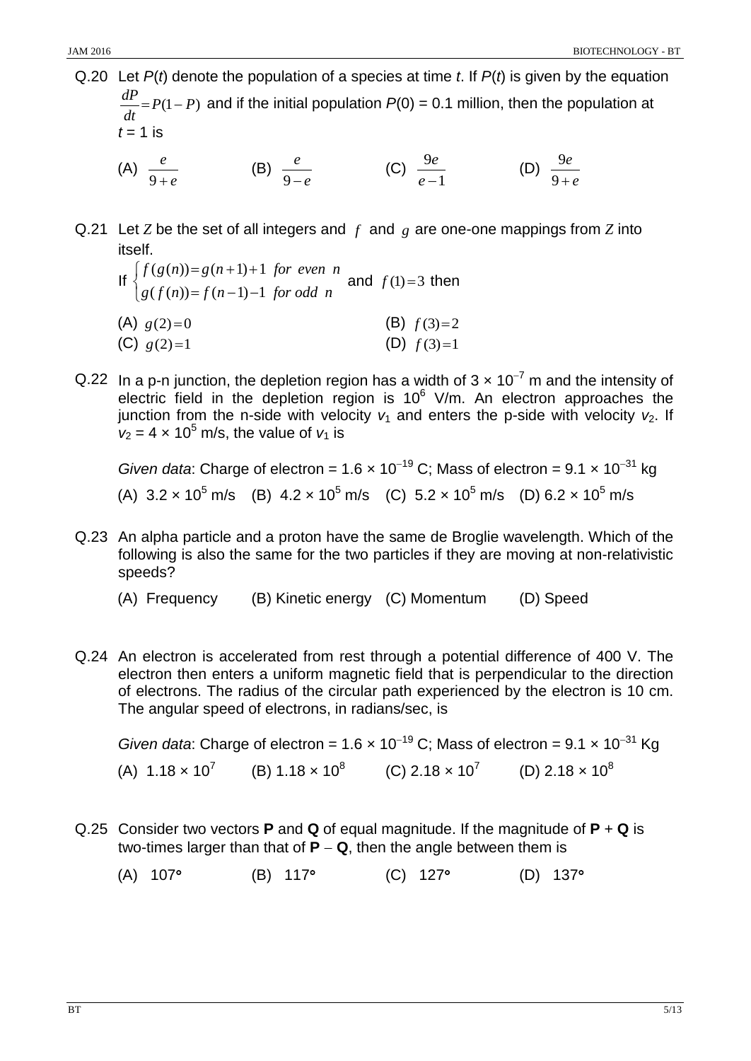Q.20 Let $P(t)$ denote the population of a species at time $t$. If $P(t)$ is given by the equation $\frac{dP}{dt} = P(1-P)$ and if the initial population $P(0)$ = 0.1 million, then the population at $t$ = 1 is

(A) $\frac{e}{9+e}$ (B) $\frac{e}{9-e}$ (C) $\frac{9e}{e-1}$ (D) $\frac{9e}{9+e}$

Q.21 Let $Z$ be the set of all integers and $f$ and $g$ are one-one mappings from $Z$ into itself.

If $\begin{cases} f(g(n)) = g(n+1)+1 & \text{for even } n \\ g(f(n)) = f(n-1)-1 & \text{for odd } n \end{cases}$ and $f(1)=3$ then

(A) $g(2)=0$ (B) $f(3)=2$
(C) $g(2)=1$ (D) $f(3)=1$

Q.22 In a p-n junction, the depletion region has a width of $3 \times 10^{-7}$ m and the intensity of electric field in the depletion region is $10^6$ V/m. An electron approaches the junction from the n-side with velocity $v_1$ and enters the p-side with velocity $v_2$. If $v_2 = 4 \times 10^5$ m/s, the value of $v_1$ is

*Given data*: Charge of electron = $1.6 \times 10^{-19}$ C; Mass of electron = $9.1 \times 10^{-31}$ kg

(A) $3.2 \times 10^5$ m/s (B) $4.2 \times 10^5$ m/s (C) $5.2 \times 10^5$ m/s (D) $6.2 \times 10^5$ m/s

Q.23 An alpha particle and a proton have the same de Broglie wavelength. Which of the following is also the same for the two particles if they are moving at non-relativistic speeds?

(A) Frequency (B) Kinetic energy (C) Momentum (D) Speed

Q.24 An electron is accelerated from rest through a potential difference of 400 V. The electron then enters a uniform magnetic field that is perpendicular to the direction of electrons. The radius of the circular path experienced by the electron is 10 cm. The angular speed of electrons, in radians/sec, is

*Given data*: Charge of electron = $1.6 \times 10^{-19}$ C; Mass of electron = $9.1 \times 10^{-31}$ Kg

(A) $1.18 \times 10^7$ (B) $1.18 \times 10^8$ (C) $2.18 \times 10^7$ (D) $2.18 \times 10^8$

Q.25 Consider two vectors **P** and **Q** of equal magnitude. If the magnitude of **P** + **Q** is two-times larger than that of **P** − **Q**, then the angle between them is

(A) 107° (B) 117° (C) 127° (D) 137°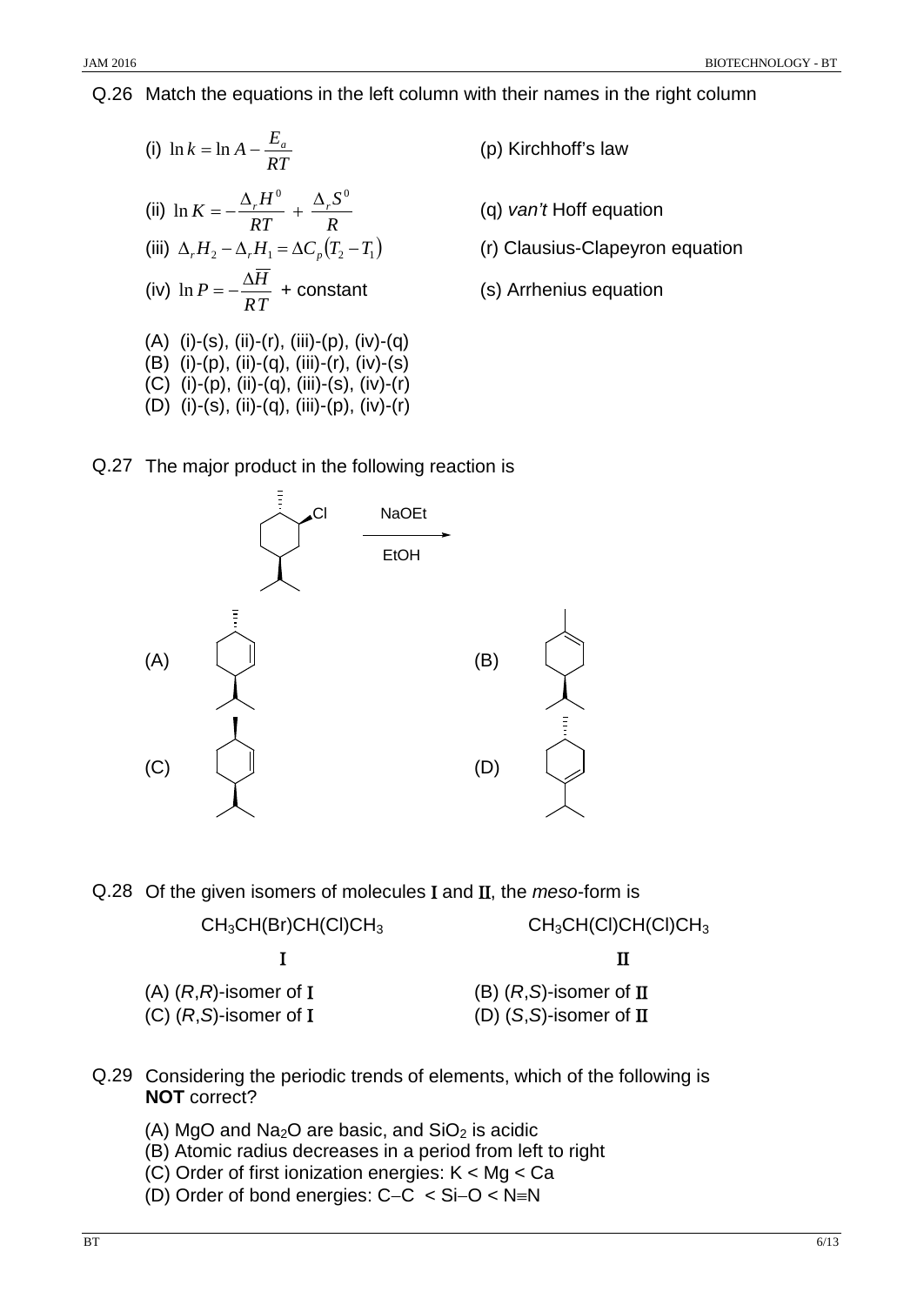Q.26 Match the equations in the left column with their names in the right column

| | |
|---|---|
| (i) $\ln k = \ln A - \dfrac{E_a}{RT}$ | (p) Kirchhoff's law |
| (ii) $\ln K = -\dfrac{\Delta_r H^0}{RT} + \dfrac{\Delta_r S^0}{R}$ | (q) *van't* Hoff equation |
| (iii) $\Delta_r H_2 - \Delta_r H_1 = \Delta C_p (T_2 - T_1)$ | (r) Clausius-Clapeyron equation |
| (iv) $\ln P = -\dfrac{\Delta \overline{H}}{RT}$ + constant | (s) Arrhenius equation |

(A) (i)-(s), (ii)-(r), (iii)-(p), (iv)-(q)
(B) (i)-(p), (ii)-(q), (iii)-(r), (iv)-(s)
(C) (i)-(p), (ii)-(q), (iii)-(s), (iv)-(r)
(D) (i)-(s), (ii)-(q), (iii)-(p), (iv)-(r)

Q.27 The major product in the following reaction is

NaOEt / EtOH

(A) (B)

(C) (D)

Q.28 Of the given isomers of molecules I and II, the *meso*-form is

| I | II |
|---|---|
| $CH_3CH(Br)CH(Cl)CH_3$ | $CH_3CH(Cl)CH(Cl)CH_3$ |

(A) (*R*,*R*)-isomer of I
(B) (*R*,*S*)-isomer of II
(C) (*R*,*S*)-isomer of I
(D) (*S*,*S*)-isomer of II

Q.29 Considering the periodic trends of elements, which of the following is **NOT** correct?

(A) $MgO$ and $Na_2O$ are basic, and $SiO_2$ is acidic
(B) Atomic radius decreases in a period from left to right
(C) Order of first ionization energies: K < Mg < Ca
(D) Order of bond energies: C–C < Si–O < N≡N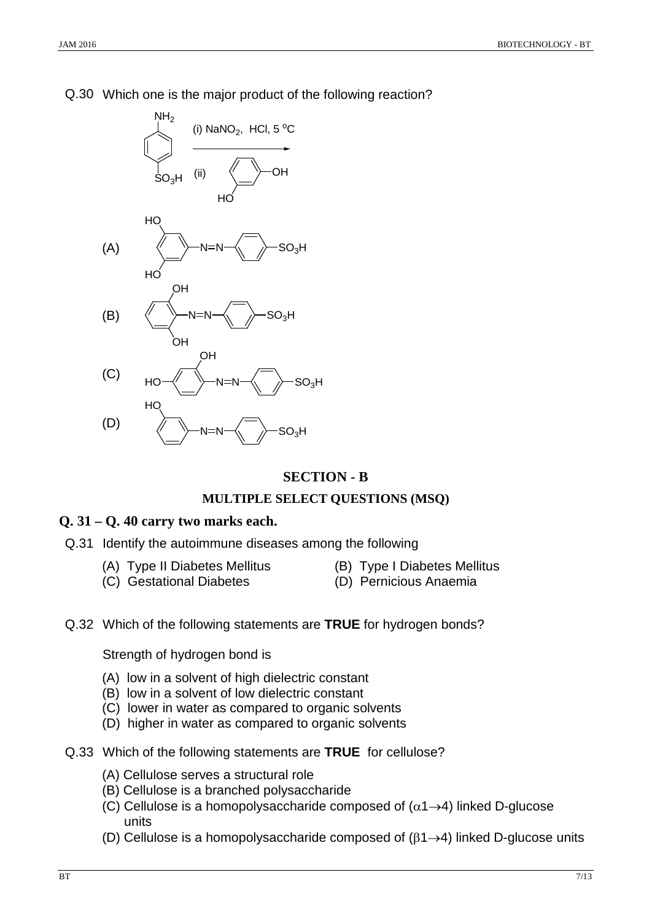Q.30 Which one is the major product of the following reaction?

Reactant: 4-aminobenzenesulfonic acid ($NH_2$–$C_6H_4$–$SO_3H$)

Reagents: (i) $NaNO_2$, HCl, 5 $^oC$ (ii) 1,3-dihydroxybenzene (resorcinol)

(A) 3,5-dihydroxyphenyl–N=N–$C_6H_4$–$SO_3H$

(B) 2,6-dihydroxyphenyl–N=N–$C_6H_4$–$SO_3H$

(C) 2,4-dihydroxyphenyl–N=N–$C_6H_4$–$SO_3H$

(D) 3-hydroxyphenyl–N=N–$C_6H_4$–$SO_3H$

## SECTION - B

### MULTIPLE SELECT QUESTIONS (MSQ)

**Q. 31 – Q. 40 carry two marks each.**

Q.31 Identify the autoimmune diseases among the following

(A) Type II Diabetes Mellitus
(B) Type I Diabetes Mellitus
(C) Gestational Diabetes
(D) Pernicious Anaemia

Q.32 Which of the following statements are **TRUE** for hydrogen bonds?

Strength of hydrogen bond is

(A) low in a solvent of high dielectric constant
(B) low in a solvent of low dielectric constant
(C) lower in water as compared to organic solvents
(D) higher in water as compared to organic solvents

Q.33 Which of the following statements are **TRUE** for cellulose?

(A) Cellulose serves a structural role
(B) Cellulose is a branched polysaccharide
(C) Cellulose is a homopolysaccharide composed of ($\alpha1\rightarrow4$) linked D-glucose units
(D) Cellulose is a homopolysaccharide composed of ($\beta1\rightarrow4$) linked D-glucose units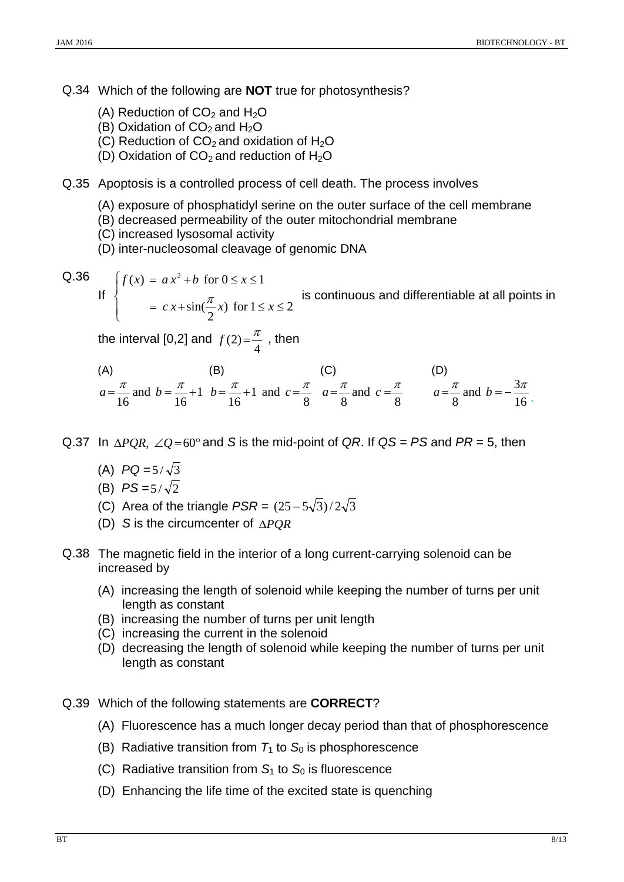Q.34 Which of the following are **NOT** true for photosynthesis?

(A) Reduction of $CO_2$ and $H_2O$
(B) Oxidation of $CO_2$ and $H_2O$
(C) Reduction of $CO_2$ and oxidation of $H_2O$
(D) Oxidation of $CO_2$ and reduction of $H_2O$

Q.35 Apoptosis is a controlled process of cell death. The process involves

(A) exposure of phosphatidyl serine on the outer surface of the cell membrane
(B) decreased permeability of the outer mitochondrial membrane
(C) increased lysosomal activity
(D) inter-nucleosomal cleavage of genomic DNA

Q.36 If $\begin{cases} f(x) = a\,x^2 + b \text{ for } 0 \le x \le 1 \\ \quad\;\; = c\,x + \sin(\frac{\pi}{2}x) \text{ for } 1 \le x \le 2 \end{cases}$ is continuous and differentiable at all points in the interval [0,2] and $f(2) = \frac{\pi}{4}$ , then

(A) $a = \frac{\pi}{16}$ and $b = \frac{\pi}{16} + 1$
(B) $b = \frac{\pi}{16} + 1$ and $c = \frac{\pi}{8}$
(C) $a = \frac{\pi}{8}$ and $c = \frac{\pi}{8}$
(D) $a = \frac{\pi}{8}$ and $b = -\frac{3\pi}{16}$

Q.37 In $\Delta PQR$, $\angle Q = 60°$ and $S$ is the mid-point of $QR$. If $QS = PS$ and $PR$ = 5, then

(A) $PQ = 5/\sqrt{3}$
(B) $PS = 5/\sqrt{2}$
(C) Area of the triangle $PSR$ = $(25 - 5\sqrt{3})/2\sqrt{3}$
(D) $S$ is the circumcenter of $\Delta PQR$

Q.38 The magnetic field in the interior of a long current-carrying solenoid can be increased by

(A) increasing the length of solenoid while keeping the number of turns per unit length as constant
(B) increasing the number of turns per unit length
(C) increasing the current in the solenoid
(D) decreasing the length of solenoid while keeping the number of turns per unit length as constant

Q.39 Which of the following statements are **CORRECT**?

(A) Fluorescence has a much longer decay period than that of phosphorescence
(B) Radiative transition from $T_1$ to $S_0$ is phosphorescence
(C) Radiative transition from $S_1$ to $S_0$ is fluorescence
(D) Enhancing the life time of the excited state is quenching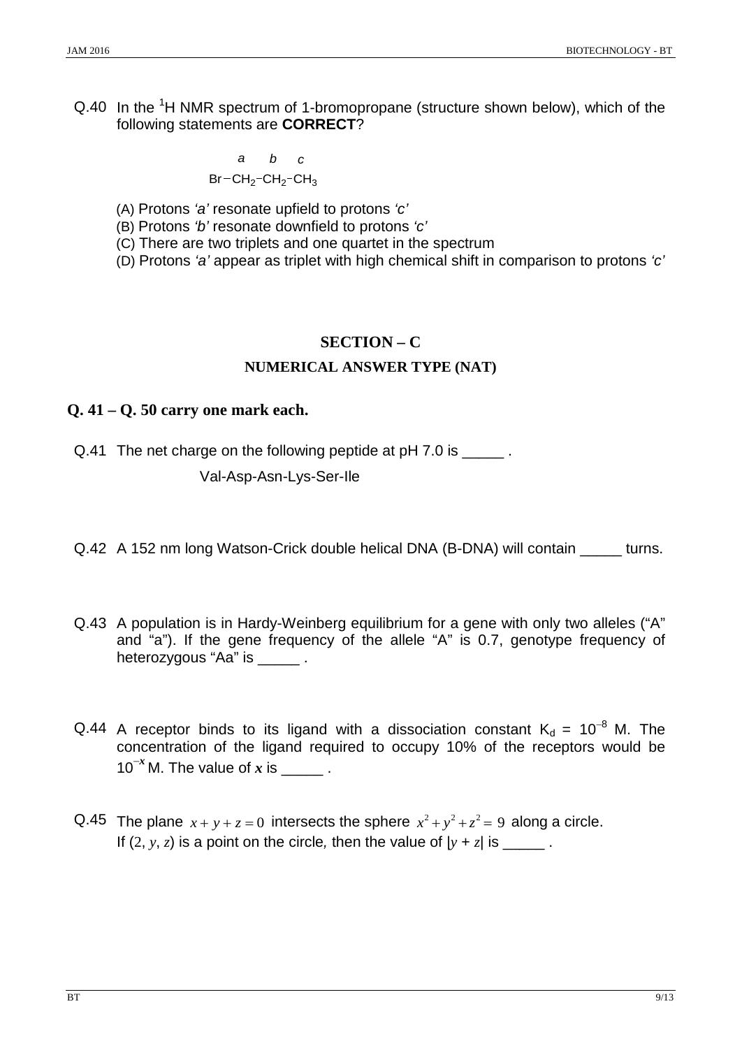Q.40 In the [1]H NMR spectrum of 1-bromopropane (structure shown below), which of the following statements are **CORRECT**?

$$\overset{a}{\phantom{x}}\quad\overset{b}{\phantom{x}}\quad\overset{c}{\phantom{x}}$$
$$Br{-}\overset{a}{CH_2}{-}\overset{b}{CH_2}{-}\overset{c}{CH_3}$$

(A) Protons *'a'* resonate upfield to protons *'c'*
(B) Protons *'b'* resonate downfield to protons *'c'*
(C) There are two triplets and one quartet in the spectrum
(D) Protons *'a'* appear as triplet with high chemical shift in comparison to protons *'c'*

## SECTION – C

### NUMERICAL ANSWER TYPE (NAT)

**Q. 41 – Q. 50 carry one mark each.**

Q.41 The net charge on the following peptide at pH 7.0 is _____ .

Val-Asp-Asn-Lys-Ser-Ile

Q.42 A 152 nm long Watson-Crick double helical DNA (B-DNA) will contain _____ turns.

Q.43 A population is in Hardy-Weinberg equilibrium for a gene with only two alleles ("A" and "a"). If the gene frequency of the allele "A" is 0.7, genotype frequency of heterozygous "Aa" is _____ .

Q.44 A receptor binds to its ligand with a dissociation constant $K_d = 10^{-8}$ M. The concentration of the ligand required to occupy 10% of the receptors would be $10^{-x}$ M. The value of $x$ is _____ .

Q.45 The plane $x + y + z = 0$ intersects the sphere $x^2 + y^2 + z^2 = 9$ along a circle. If $(2, y, z)$ is a point on the circle, then the value of $|y + z|$ is _____ .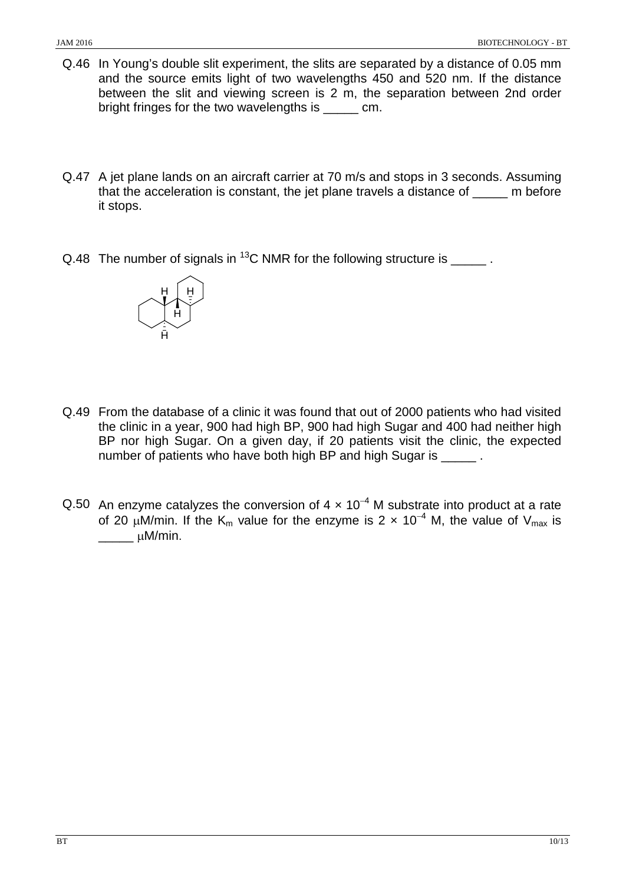Q.46 In Young's double slit experiment, the slits are separated by a distance of 0.05 mm and the source emits light of two wavelengths 450 and 520 nm. If the distance between the slit and viewing screen is 2 m, the separation between 2nd order bright fringes for the two wavelengths is _____ cm.

Q.47 A jet plane lands on an aircraft carrier at 70 m/s and stops in 3 seconds. Assuming that the acceleration is constant, the jet plane travels a distance of _____ m before it stops.

Q.48 The number of signals in $^{13}C$ NMR for the following structure is _____ .

Q.49 From the database of a clinic it was found that out of 2000 patients who had visited the clinic in a year, 900 had high BP, 900 had high Sugar and 400 had neither high BP nor high Sugar. On a given day, if 20 patients visit the clinic, the expected number of patients who have both high BP and high Sugar is _____ .

Q.50 An enzyme catalyzes the conversion of $4 \times 10^{-4}$ M substrate into product at a rate of 20 $\mu$M/min. If the $K_m$ value for the enzyme is $2 \times 10^{-4}$ M, the value of $V_{max}$ is _____ $\mu$M/min.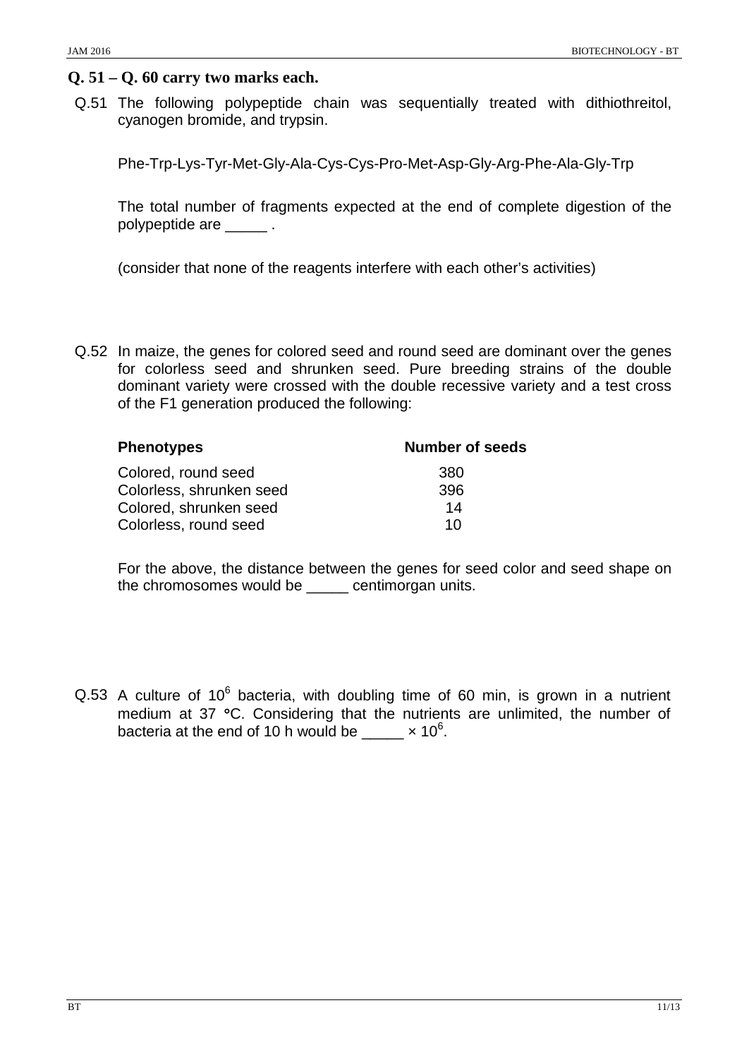**Q. 51 – Q. 60 carry two marks each.**

Q.51 The following polypeptide chain was sequentially treated with dithiothreitol, cyanogen bromide, and trypsin.

Phe-Trp-Lys-Tyr-Met-Gly-Ala-Cys-Cys-Pro-Met-Asp-Gly-Arg-Phe-Ala-Gly-Trp

The total number of fragments expected at the end of complete digestion of the polypeptide are _____ .

(consider that none of the reagents interfere with each other's activities)

Q.52 In maize, the genes for colored seed and round seed are dominant over the genes for colorless seed and shrunken seed. Pure breeding strains of the double dominant variety were crossed with the double recessive variety and a test cross of the F1 generation produced the following:

| Phenotypes | Number of seeds |
|---|---|
| Colored, round seed | 380 |
| Colorless, shrunken seed | 396 |
| Colored, shrunken seed | 14 |
| Colorless, round seed | 10 |

For the above, the distance between the genes for seed color and seed shape on the chromosomes would be _____ centimorgan units.

Q.53 A culture of $10^6$ bacteria, with doubling time of 60 min, is grown in a nutrient medium at 37 °C. Considering that the nutrients are unlimited, the number of bacteria at the end of 10 h would be _____ $\times 10^6$.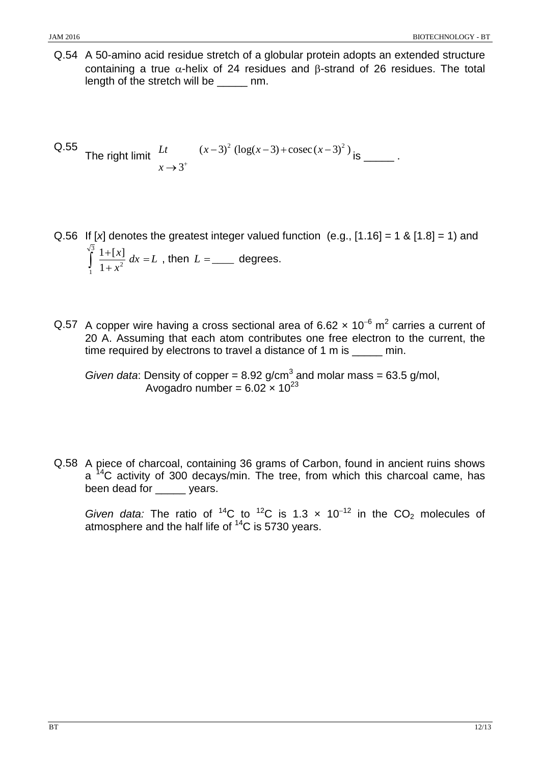Q.54 A 50-amino acid residue stretch of a globular protein adopts an extended structure containing a true $\alpha$-helix of 24 residues and $\beta$-strand of 26 residues. The total length of the stretch will be _____ nm.

Q.55 The right limit $\underset{x \to 3^+}{Lt} \quad (x-3)^2 \left(\log(x-3) + \text{cosec}\,(x-3)^2\right)$ is _____ .

Q.56 If $[x]$ denotes the greatest integer valued function (e.g., [1.16] = 1 & [1.8] = 1) and $\int_{1}^{\sqrt{3}} \frac{1+[x]}{1+x^2}\, dx = L$ , then $L =$ ____ degrees.

Q.57 A copper wire having a cross sectional area of $6.62 \times 10^{-6}$ m$^2$ carries a current of 20 A. Assuming that each atom contributes one free electron to the current, the time required by electrons to travel a distance of 1 m is _____ min.

*Given data*: Density of copper = 8.92 g/cm$^3$ and molar mass = 63.5 g/mol,
Avogadro number = $6.02 \times 10^{23}$

Q.58 A piece of charcoal, containing 36 grams of Carbon, found in ancient ruins shows a $^{14}$C activity of 300 decays/min. The tree, from which this charcoal came, has been dead for _____ years.

*Given data:* The ratio of $^{14}$C to $^{12}$C is $1.3 \times 10^{-12}$ in the $CO_2$ molecules of atmosphere and the half life of $^{14}$C is 5730 years.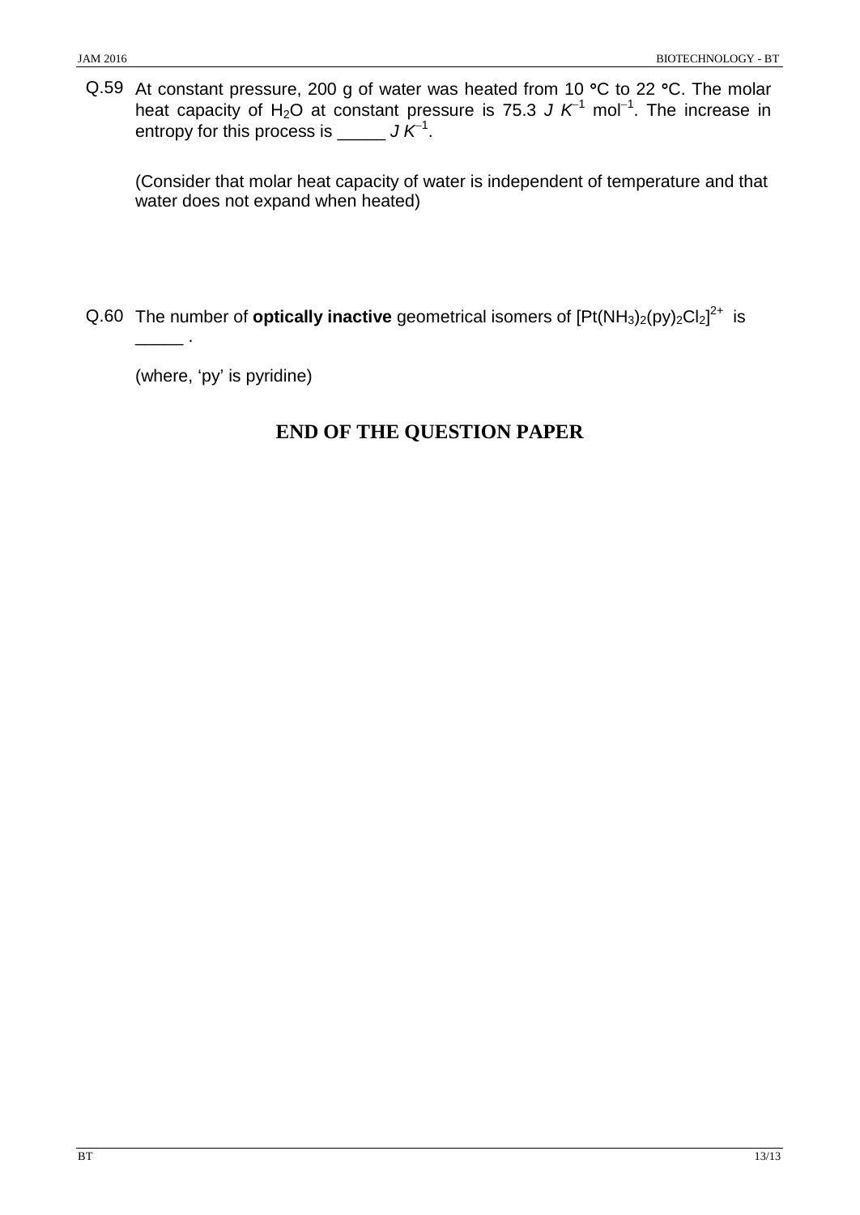Q.59 At constant pressure, 200 g of water was heated from 10 °C to 22 °C. The molar heat capacity of $H_2O$ at constant pressure is 75.3 $J\ K^{-1}\ mol^{-1}$. The increase in entropy for this process is _____ $J\ K^{-1}$.

(Consider that molar heat capacity of water is independent of temperature and that water does not expand when heated)

Q.60 The number of **optically inactive** geometrical isomers of $[Pt(NH_3)_2(py)_2Cl_2]^{2+}$ is _____ .

(where, 'py' is pyridine)

**END OF THE QUESTION PAPER**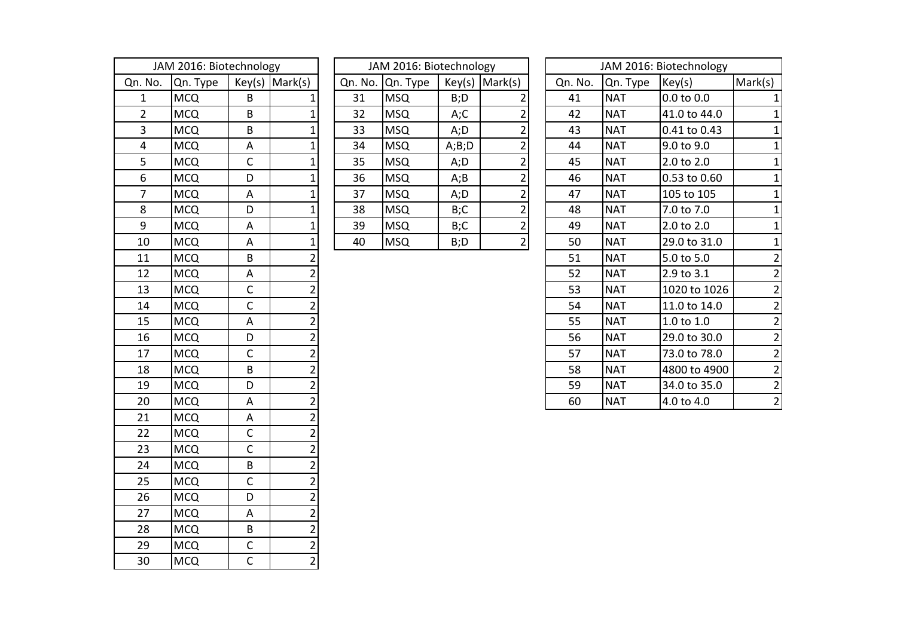| JAM 2016: Biotechnology | | | |
|---|---|---|---|
| Qn. No. | Qn. Type | Key(s) | Mark(s) |
| 1 | MCQ | B | 1 |
| 2 | MCQ | B | 1 |
| 3 | MCQ | B | 1 |
| 4 | MCQ | A | 1 |
| 5 | MCQ | C | 1 |
| 6 | MCQ | D | 1 |
| 7 | MCQ | A | 1 |
| 8 | MCQ | D | 1 |
| 9 | MCQ | A | 1 |
| 10 | MCQ | A | 1 |
| 11 | MCQ | B | 2 |
| 12 | MCQ | A | 2 |
| 13 | MCQ | C | 2 |
| 14 | MCQ | C | 2 |
| 15 | MCQ | A | 2 |
| 16 | MCQ | D | 2 |
| 17 | MCQ | C | 2 |
| 18 | MCQ | B | 2 |
| 19 | MCQ | D | 2 |
| 20 | MCQ | A | 2 |
| 21 | MCQ | A | 2 |
| 22 | MCQ | C | 2 |
| 23 | MCQ | C | 2 |
| 24 | MCQ | B | 2 |
| 25 | MCQ | C | 2 |
| 26 | MCQ | D | 2 |
| 27 | MCQ | A | 2 |
| 28 | MCQ | B | 2 |
| 29 | MCQ | C | 2 |
| 30 | MCQ | C | 2 |

| JAM 2016: Biotechnology | | | |
|---|---|---|---|
| Qn. No. | Qn. Type | Key(s) | Mark(s) |
| 31 | MSQ | B;D | 2 |
| 32 | MSQ | A;C | 2 |
| 33 | MSQ | A;D | 2 |
| 34 | MSQ | A;B;D | 2 |
| 35 | MSQ | A;D | 2 |
| 36 | MSQ | A;B | 2 |
| 37 | MSQ | A;D | 2 |
| 38 | MSQ | B;C | 2 |
| 39 | MSQ | B;C | 2 |
| 40 | MSQ | B;D | 2 |

| JAM 2016: Biotechnology | | | |
|---|---|---|---|
| Qn. No. | Qn. Type | Key(s) | Mark(s) |
| 41 | NAT | 0.0 to 0.0 | 1 |
| 42 | NAT | 41.0 to 44.0 | 1 |
| 43 | NAT | 0.41 to 0.43 | 1 |
| 44 | NAT | 9.0 to 9.0 | 1 |
| 45 | NAT | 2.0 to 2.0 | 1 |
| 46 | NAT | 0.53 to 0.60 | 1 |
| 47 | NAT | 105 to 105 | 1 |
| 48 | NAT | 7.0 to 7.0 | 1 |
| 49 | NAT | 2.0 to 2.0 | 1 |
| 50 | NAT | 29.0 to 31.0 | 1 |
| 51 | NAT | 5.0 to 5.0 | 2 |
| 52 | NAT | 2.9 to 3.1 | 2 |
| 53 | NAT | 1020 to 1026 | 2 |
| 54 | NAT | 11.0 to 14.0 | 2 |
| 55 | NAT | 1.0 to 1.0 | 2 |
| 56 | NAT | 29.0 to 30.0 | 2 |
| 57 | NAT | 73.0 to 78.0 | 2 |
| 58 | NAT | 4800 to 4900 | 2 |
| 59 | NAT | 34.0 to 35.0 | 2 |
| 60 | NAT | 4.0 to 4.0 | 2 |